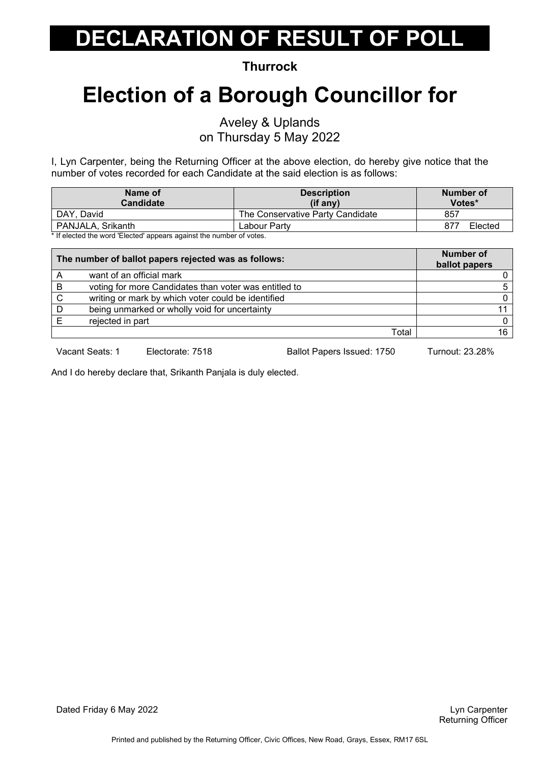# DECLARATION OF RESULT OF POLL

**Thurrock**

# Election of a Borough Councillor for

Aveley & Uplands
on Thursday 5 May 2022

I, Lyn Carpenter, being the Returning Officer at the above election, do hereby give notice that the number of votes recorded for each Candidate at the said election is as follows:

| Name of Candidate | Description (if any) | Number of Votes* |
|---|---|---|
| DAY, David | The Conservative Party Candidate | 857 |
| PANJALA, Srikanth | Labour Party | 877 Elected |

* If elected the word 'Elected' appears against the number of votes.

| | The number of ballot papers rejected was as follows: | Number of ballot papers |
|---|---|---|
| A | want of an official mark | 0 |
| B | voting for more Candidates than voter was entitled to | 5 |
| C | writing or mark by which voter could be identified | 0 |
| D | being unmarked or wholly void for uncertainty | 11 |
| E | rejected in part | 0 |
| | Total | 16 |

Vacant Seats: 1 Electorate: 7518 Ballot Papers Issued: 1750 Turnout: 23.28%

And I do hereby declare that, Srikanth Panjala is duly elected.

Dated Friday 6 May 2022

Lyn Carpenter
Returning Officer

Printed and published by the Returning Officer, Civic Offices, New Road, Grays, Essex, RM17 6SL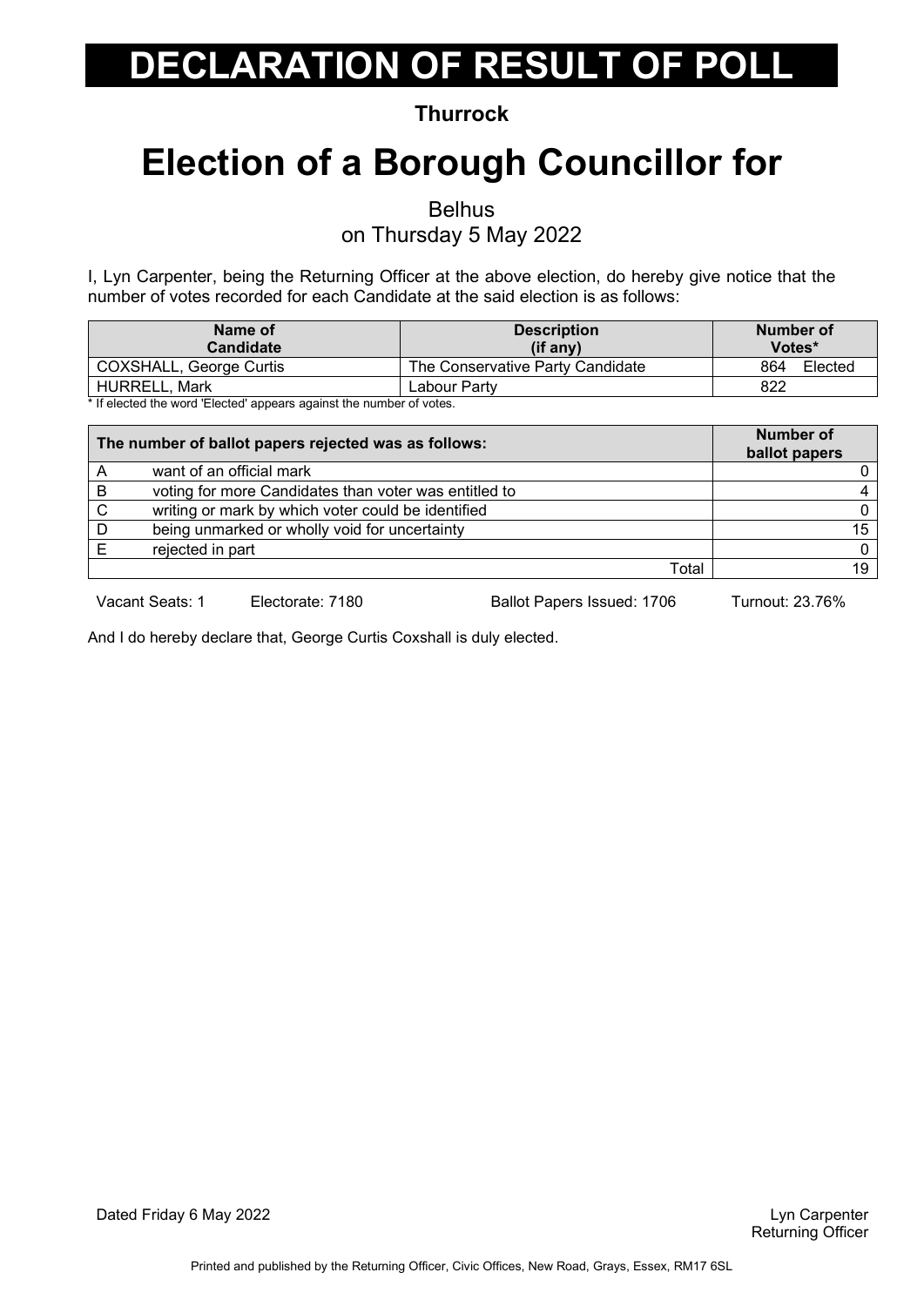# DECLARATION OF RESULT OF POLL

**Thurrock**

# Election of a Borough Councillor for

Belhus

on Thursday 5 May 2022

I, Lyn Carpenter, being the Returning Officer at the above election, do hereby give notice that the number of votes recorded for each Candidate at the said election is as follows:

| Name of Candidate | Description (if any) | Number of Votes* |
|---|---|---|
| COXSHALL, George Curtis | The Conservative Party Candidate | 864 Elected |
| HURRELL, Mark | Labour Party | 822 |

* If elected the word 'Elected' appears against the number of votes.

| The number of ballot papers rejected was as follows: | | Number of ballot papers |
|---|---|---|
| A | want of an official mark | 0 |
| B | voting for more Candidates than voter was entitled to | 4 |
| C | writing or mark by which voter could be identified | 0 |
| D | being unmarked or wholly void for uncertainty | 15 |
| E | rejected in part | 0 |
| | Total | 19 |

Vacant Seats: 1 Electorate: 7180 Ballot Papers Issued: 1706 Turnout: 23.76%

And I do hereby declare that, George Curtis Coxshall is duly elected.

Dated Friday 6 May 2022

Lyn Carpenter
Returning Officer

Printed and published by the Returning Officer, Civic Offices, New Road, Grays, Essex, RM17 6SL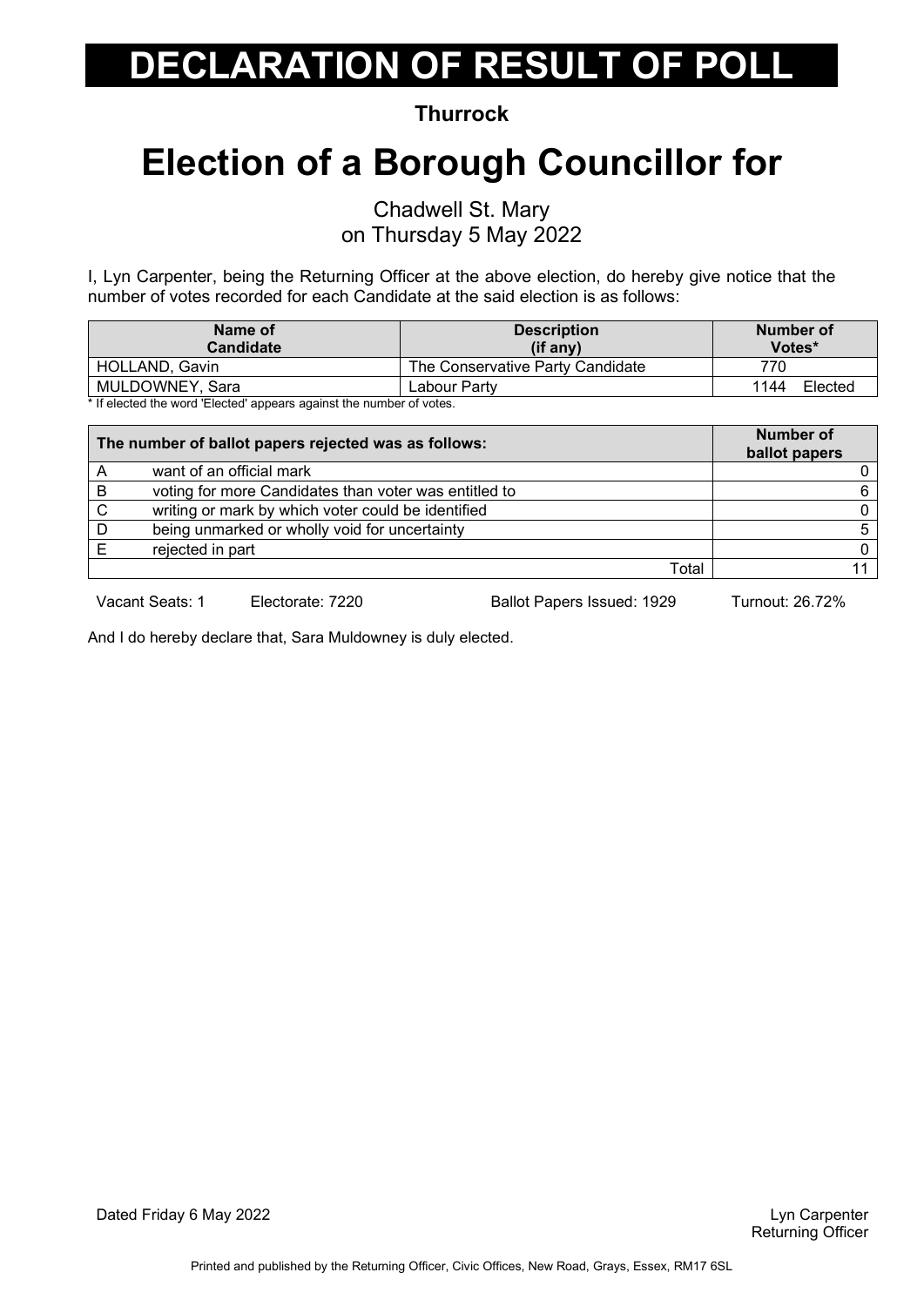# DECLARATION OF RESULT OF POLL

**Thurrock**

# Election of a Borough Councillor for

Chadwell St. Mary
on Thursday 5 May 2022

I, Lyn Carpenter, being the Returning Officer at the above election, do hereby give notice that the number of votes recorded for each Candidate at the said election is as follows:

| Name of Candidate | Description (if any) | Number of Votes* |
|---|---|---|
| HOLLAND, Gavin | The Conservative Party Candidate | 770 |
| MULDOWNEY, Sara | Labour Party | 1144 Elected |

* If elected the word 'Elected' appears against the number of votes.

| | The number of ballot papers rejected was as follows: | Number of ballot papers |
|---|---|---|
| A | want of an official mark | 0 |
| B | voting for more Candidates than voter was entitled to | 6 |
| C | writing or mark by which voter could be identified | 0 |
| D | being unmarked or wholly void for uncertainty | 5 |
| E | rejected in part | 0 |
| | Total | 11 |

Vacant Seats: 1 Electorate: 7220 Ballot Papers Issued: 1929 Turnout: 26.72%

And I do hereby declare that, Sara Muldowney is duly elected.

Dated Friday 6 May 2022

Lyn Carpenter
Returning Officer

Printed and published by the Returning Officer, Civic Offices, New Road, Grays, Essex, RM17 6SL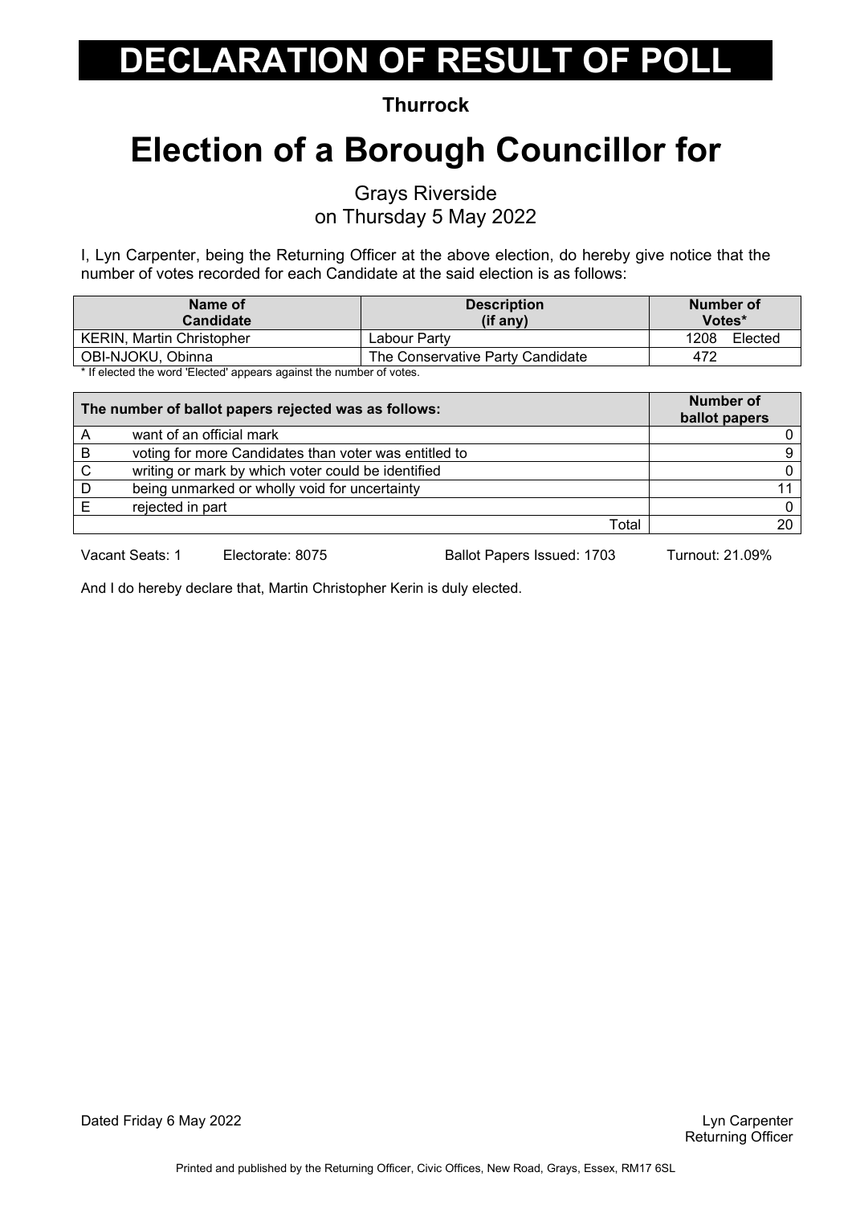# DECLARATION OF RESULT OF POLL

**Thurrock**

# Election of a Borough Councillor for

Grays Riverside
on Thursday 5 May 2022

I, Lyn Carpenter, being the Returning Officer at the above election, do hereby give notice that the number of votes recorded for each Candidate at the said election is as follows:

| Name of Candidate | Description (if any) | Number of Votes* |
|---|---|---|
| KERIN, Martin Christopher | Labour Party | 1208 Elected |
| OBI-NJOKU, Obinna | The Conservative Party Candidate | 472 |

* If elected the word 'Elected' appears against the number of votes.

| The number of ballot papers rejected was as follows: | | Number of ballot papers |
|---|---|---|
| A | want of an official mark | 0 |
| B | voting for more Candidates than voter was entitled to | 9 |
| C | writing or mark by which voter could be identified | 0 |
| D | being unmarked or wholly void for uncertainty | 11 |
| E | rejected in part | 0 |
| | Total | 20 |

Vacant Seats: 1 Electorate: 8075 Ballot Papers Issued: 1703 Turnout: 21.09%

And I do hereby declare that, Martin Christopher Kerin is duly elected.

Dated Friday 6 May 2022

Lyn Carpenter
Returning Officer

Printed and published by the Returning Officer, Civic Offices, New Road, Grays, Essex, RM17 6SL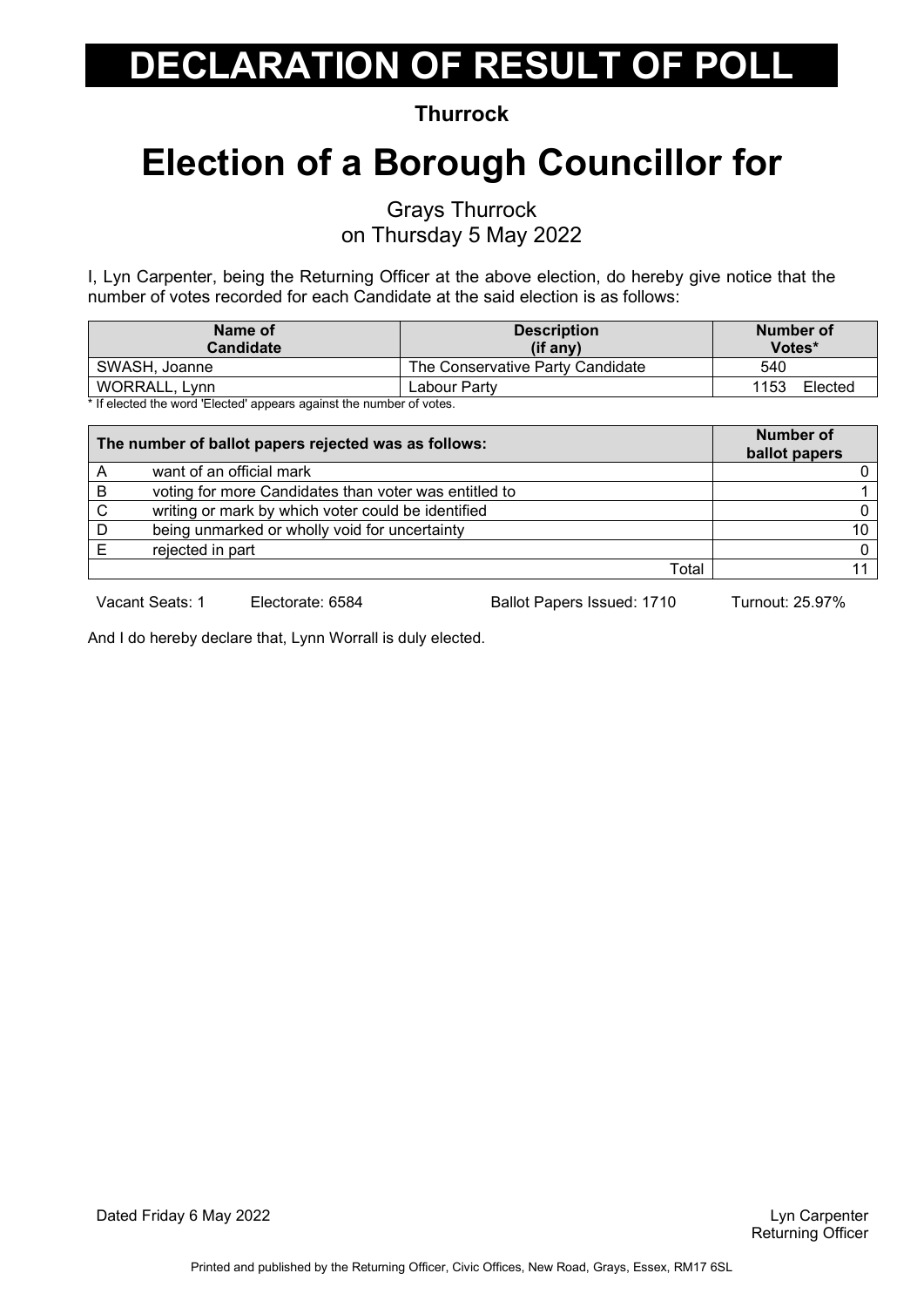# DECLARATION OF RESULT OF POLL

**Thurrock**

# Election of a Borough Councillor for

Grays Thurrock
on Thursday 5 May 2022

I, Lyn Carpenter, being the Returning Officer at the above election, do hereby give notice that the number of votes recorded for each Candidate at the said election is as follows:

| Name of Candidate | Description (if any) | Number of Votes* |
|---|---|---|
| SWASH, Joanne | The Conservative Party Candidate | 540 |
| WORRALL, Lynn | Labour Party | 1153 Elected |

\* If elected the word 'Elected' appears against the number of votes.

| The number of ballot papers rejected was as follows: | | Number of ballot papers |
|---|---|---|
| A | want of an official mark | 0 |
| B | voting for more Candidates than voter was entitled to | 1 |
| C | writing or mark by which voter could be identified | 0 |
| D | being unmarked or wholly void for uncertainty | 10 |
| E | rejected in part | 0 |
| | Total | 11 |

Vacant Seats: 1 Electorate: 6584 Ballot Papers Issued: 1710 Turnout: 25.97%

And I do hereby declare that, Lynn Worrall is duly elected.

Dated Friday 6 May 2022

Lyn Carpenter
Returning Officer

Printed and published by the Returning Officer, Civic Offices, New Road, Grays, Essex, RM17 6SL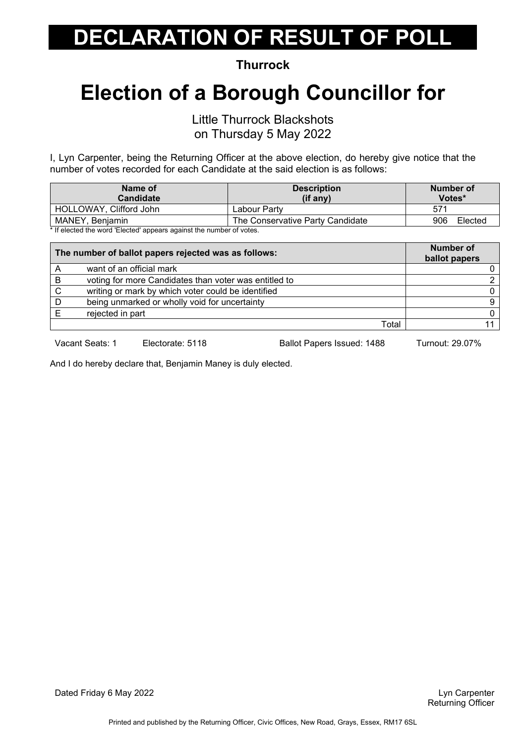# DECLARATION OF RESULT OF POLL

**Thurrock**

# Election of a Borough Councillor for

Little Thurrock Blackshots
on Thursday 5 May 2022

I, Lyn Carpenter, being the Returning Officer at the above election, do hereby give notice that the number of votes recorded for each Candidate at the said election is as follows:

| Name of Candidate | Description (if any) | Number of Votes* |
|---|---|---|
| HOLLOWAY, Clifford John | Labour Party | 571 |
| MANEY, Benjamin | The Conservative Party Candidate | 906 Elected |

* If elected the word 'Elected' appears against the number of votes.

| | The number of ballot papers rejected was as follows: | Number of ballot papers |
|---|---|---|
| A | want of an official mark | 0 |
| B | voting for more Candidates than voter was entitled to | 2 |
| C | writing or mark by which voter could be identified | 0 |
| D | being unmarked or wholly void for uncertainty | 9 |
| E | rejected in part | 0 |
| | Total | 11 |

Vacant Seats: 1 Electorate: 5118 Ballot Papers Issued: 1488 Turnout: 29.07%

And I do hereby declare that, Benjamin Maney is duly elected.

Dated Friday 6 May 2022

Lyn Carpenter
Returning Officer

Printed and published by the Returning Officer, Civic Offices, New Road, Grays, Essex, RM17 6SL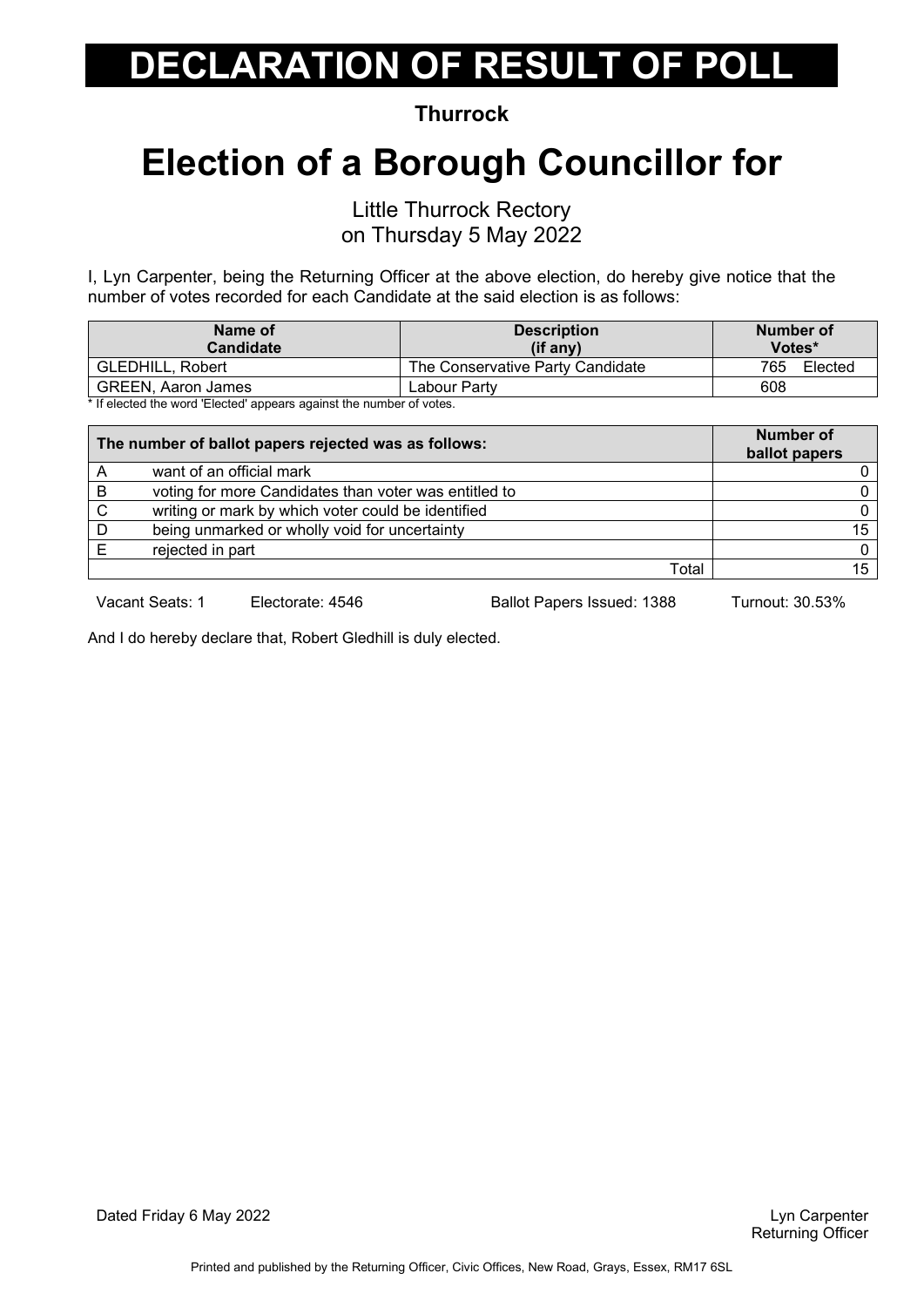# DECLARATION OF RESULT OF POLL

**Thurrock**

# Election of a Borough Councillor for

Little Thurrock Rectory
on Thursday 5 May 2022

I, Lyn Carpenter, being the Returning Officer at the above election, do hereby give notice that the number of votes recorded for each Candidate at the said election is as follows:

| Name of Candidate | Description (if any) | Number of Votes* |
|---|---|---|
| GLEDHILL, Robert | The Conservative Party Candidate | 765 Elected |
| GREEN, Aaron James | Labour Party | 608 |

* If elected the word 'Elected' appears against the number of votes.

| The number of ballot papers rejected was as follows: | | Number of ballot papers |
|---|---|---|
| A | want of an official mark | 0 |
| B | voting for more Candidates than voter was entitled to | 0 |
| C | writing or mark by which voter could be identified | 0 |
| D | being unmarked or wholly void for uncertainty | 15 |
| E | rejected in part | 0 |
| | Total | 15 |

Vacant Seats: 1 Electorate: 4546 Ballot Papers Issued: 1388 Turnout: 30.53%

And I do hereby declare that, Robert Gledhill is duly elected.

Dated Friday 6 May 2022

Lyn Carpenter
Returning Officer

Printed and published by the Returning Officer, Civic Offices, New Road, Grays, Essex, RM17 6SL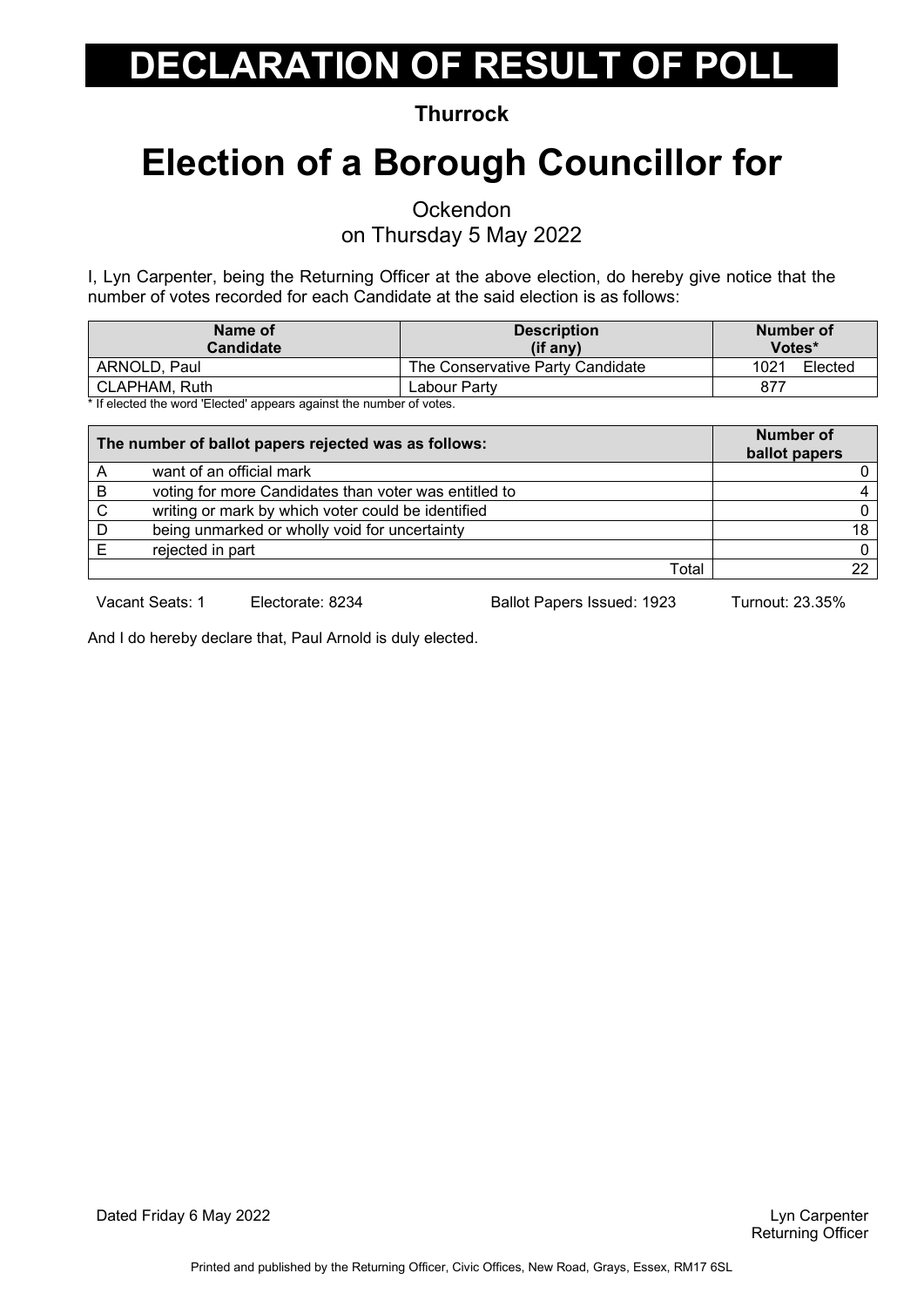# DECLARATION OF RESULT OF POLL

**Thurrock**

# Election of a Borough Councillor for

Ockendon
on Thursday 5 May 2022

I, Lyn Carpenter, being the Returning Officer at the above election, do hereby give notice that the number of votes recorded for each Candidate at the said election is as follows:

| Name of Candidate | Description (if any) | Number of Votes* |
|---|---|---|
| ARNOLD, Paul | The Conservative Party Candidate | 1021 Elected |
| CLAPHAM, Ruth | Labour Party | 877 |

* If elected the word 'Elected' appears against the number of votes.

| The number of ballot papers rejected was as follows: | | Number of ballot papers |
|---|---|---|
| A | want of an official mark | 0 |
| B | voting for more Candidates than voter was entitled to | 4 |
| C | writing or mark by which voter could be identified | 0 |
| D | being unmarked or wholly void for uncertainty | 18 |
| E | rejected in part | 0 |
| | Total | 22 |

Vacant Seats: 1 Electorate: 8234 Ballot Papers Issued: 1923 Turnout: 23.35%

And I do hereby declare that, Paul Arnold is duly elected.

Dated Friday 6 May 2022

Lyn Carpenter
Returning Officer

Printed and published by the Returning Officer, Civic Offices, New Road, Grays, Essex, RM17 6SL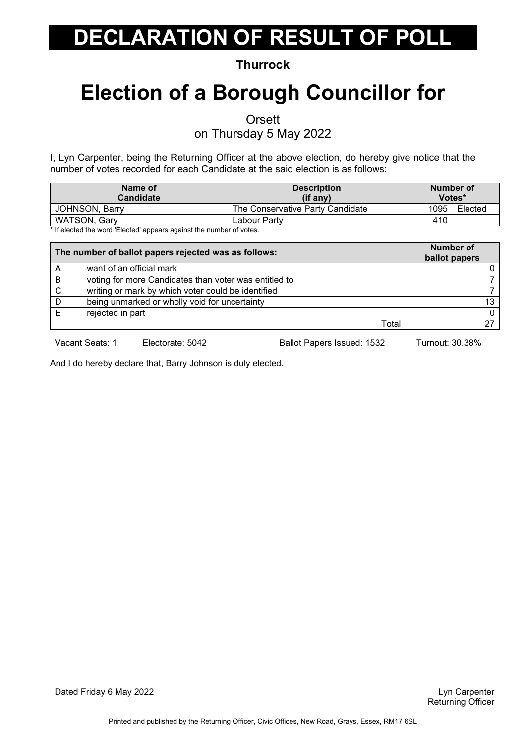# DECLARATION OF RESULT OF POLL

**Thurrock**

# Election of a Borough Councillor for

Orsett

on Thursday 5 May 2022

I, Lyn Carpenter, being the Returning Officer at the above election, do hereby give notice that the number of votes recorded for each Candidate at the said election is as follows:

| Name of Candidate | Description (if any) | Number of Votes* |
|---|---|---|
| JOHNSON, Barry | The Conservative Party Candidate | 1095 Elected |
| WATSON, Gary | Labour Party | 410 |

* If elected the word 'Elected' appears against the number of votes.

| | The number of ballot papers rejected was as follows: | Number of ballot papers |
|---|---|---|
| A | want of an official mark | 0 |
| B | voting for more Candidates than voter was entitled to | 7 |
| C | writing or mark by which voter could be identified | 7 |
| D | being unmarked or wholly void for uncertainty | 13 |
| E | rejected in part | 0 |
| | Total | 27 |

Vacant Seats: 1 Electorate: 5042 Ballot Papers Issued: 1532 Turnout: 30.38%

And I do hereby declare that, Barry Johnson is duly elected.

Dated Friday 6 May 2022

Lyn Carpenter
Returning Officer

Printed and published by the Returning Officer, Civic Offices, New Road, Grays, Essex, RM17 6SL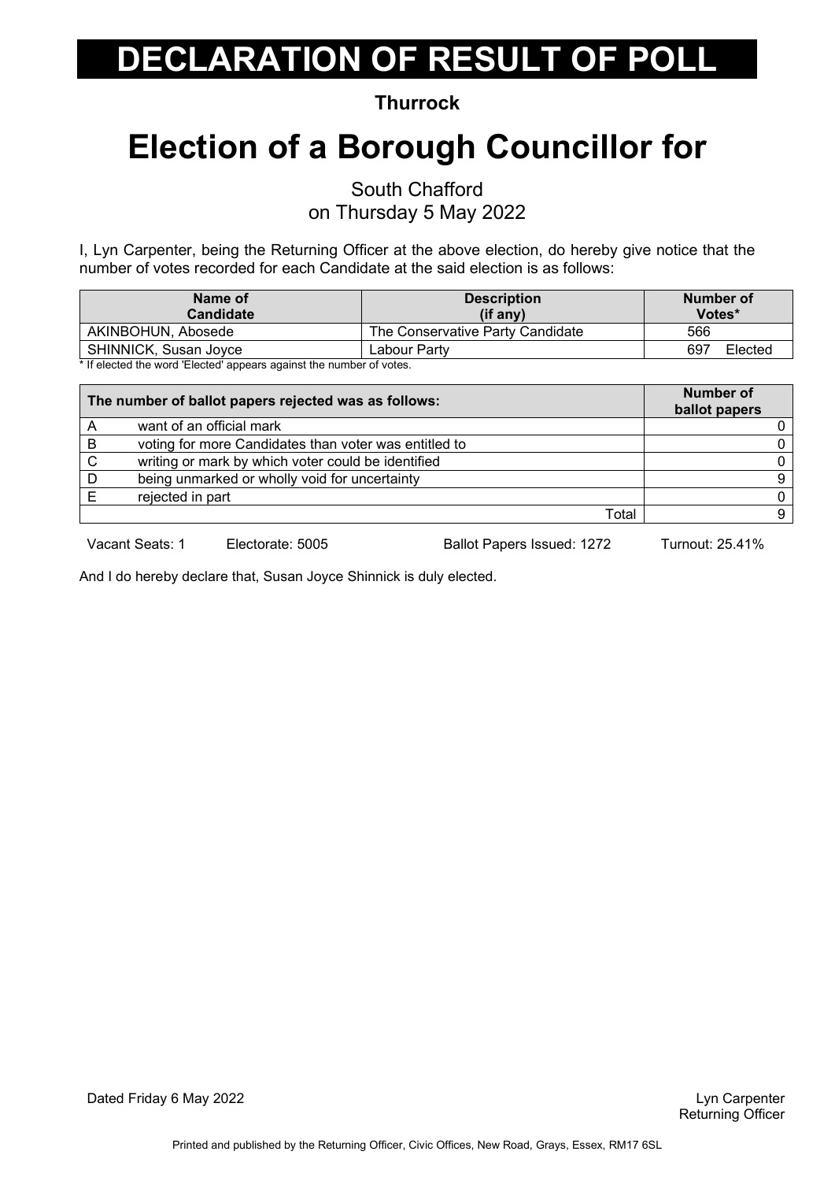# DECLARATION OF RESULT OF POLL

**Thurrock**

# Election of a Borough Councillor for

South Chafford
on Thursday 5 May 2022

I, Lyn Carpenter, being the Returning Officer at the above election, do hereby give notice that the number of votes recorded for each Candidate at the said election is as follows:

| Name of Candidate | Description (if any) | Number of Votes* |
|---|---|---|
| AKINBOHUN, Abosede | The Conservative Party Candidate | 566 |
| SHINNICK, Susan Joyce | Labour Party | 697 Elected |

* If elected the word 'Elected' appears against the number of votes.

| The number of ballot papers rejected was as follows: | | Number of ballot papers |
|---|---|---|
| A | want of an official mark | 0 |
| B | voting for more Candidates than voter was entitled to | 0 |
| C | writing or mark by which voter could be identified | 0 |
| D | being unmarked or wholly void for uncertainty | 9 |
| E | rejected in part | 0 |
| | Total | 9 |

Vacant Seats: 1 Electorate: 5005 Ballot Papers Issued: 1272 Turnout: 25.41%

And I do hereby declare that, Susan Joyce Shinnick is duly elected.

Dated Friday 6 May 2022

Lyn Carpenter
Returning Officer

Printed and published by the Returning Officer, Civic Offices, New Road, Grays, Essex, RM17 6SL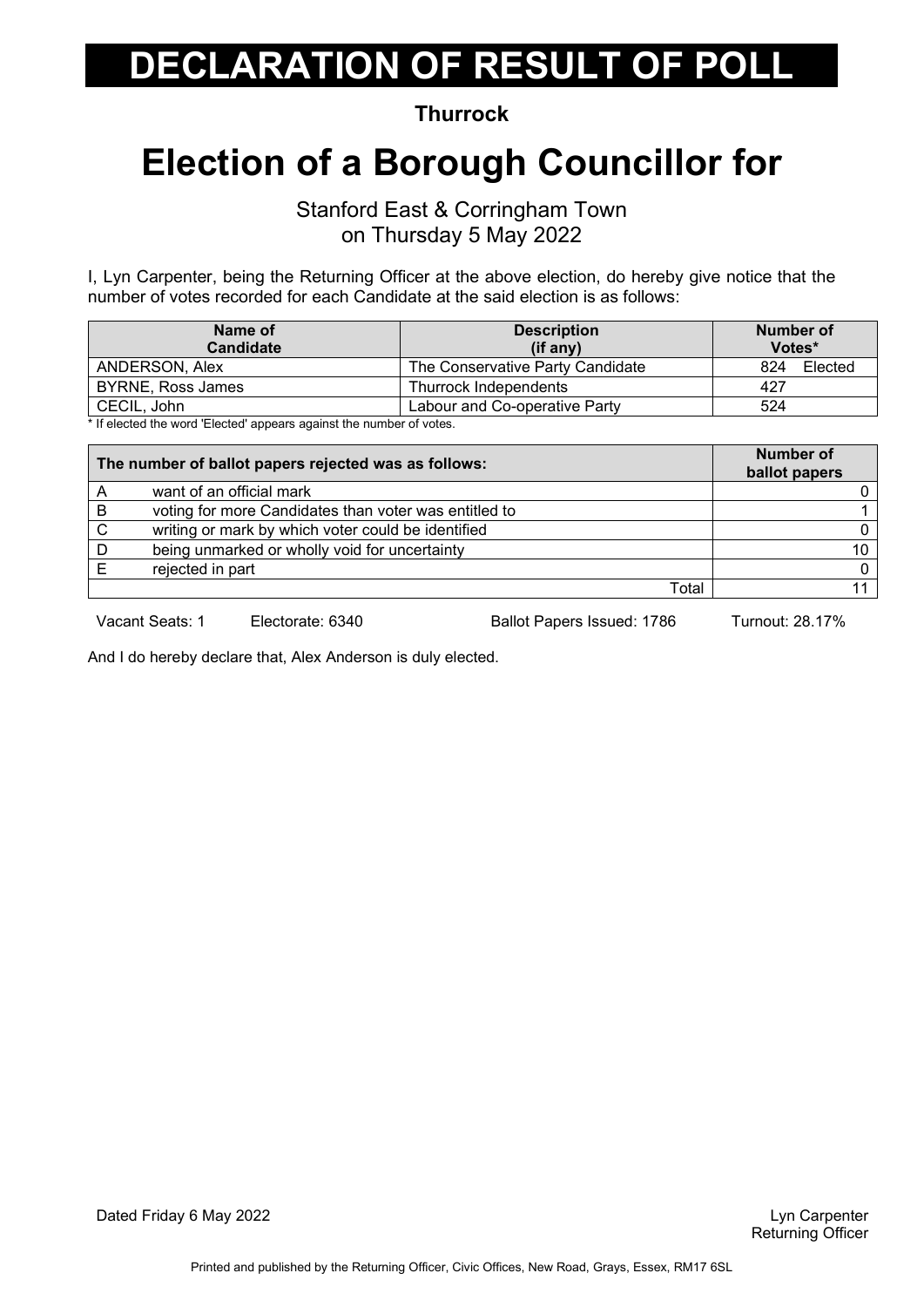# DECLARATION OF RESULT OF POLL

**Thurrock**

# Election of a Borough Councillor for

Stanford East & Corringham Town
on Thursday 5 May 2022

I, Lyn Carpenter, being the Returning Officer at the above election, do hereby give notice that the number of votes recorded for each Candidate at the said election is as follows:

| Name of Candidate | Description (if any) | Number of Votes* |
|---|---|---|
| ANDERSON, Alex | The Conservative Party Candidate | 824 Elected |
| BYRNE, Ross James | Thurrock Independents | 427 |
| CECIL, John | Labour and Co-operative Party | 524 |

* If elected the word 'Elected' appears against the number of votes.

| | The number of ballot papers rejected was as follows: | Number of ballot papers |
|---|---|---|
| A | want of an official mark | 0 |
| B | voting for more Candidates than voter was entitled to | 1 |
| C | writing or mark by which voter could be identified | 0 |
| D | being unmarked or wholly void for uncertainty | 10 |
| E | rejected in part | 0 |
| | Total | 11 |

Vacant Seats: 1 Electorate: 6340 Ballot Papers Issued: 1786 Turnout: 28.17%

And I do hereby declare that, Alex Anderson is duly elected.

Dated Friday 6 May 2022

Lyn Carpenter
Returning Officer

Printed and published by the Returning Officer, Civic Offices, New Road, Grays, Essex, RM17 6SL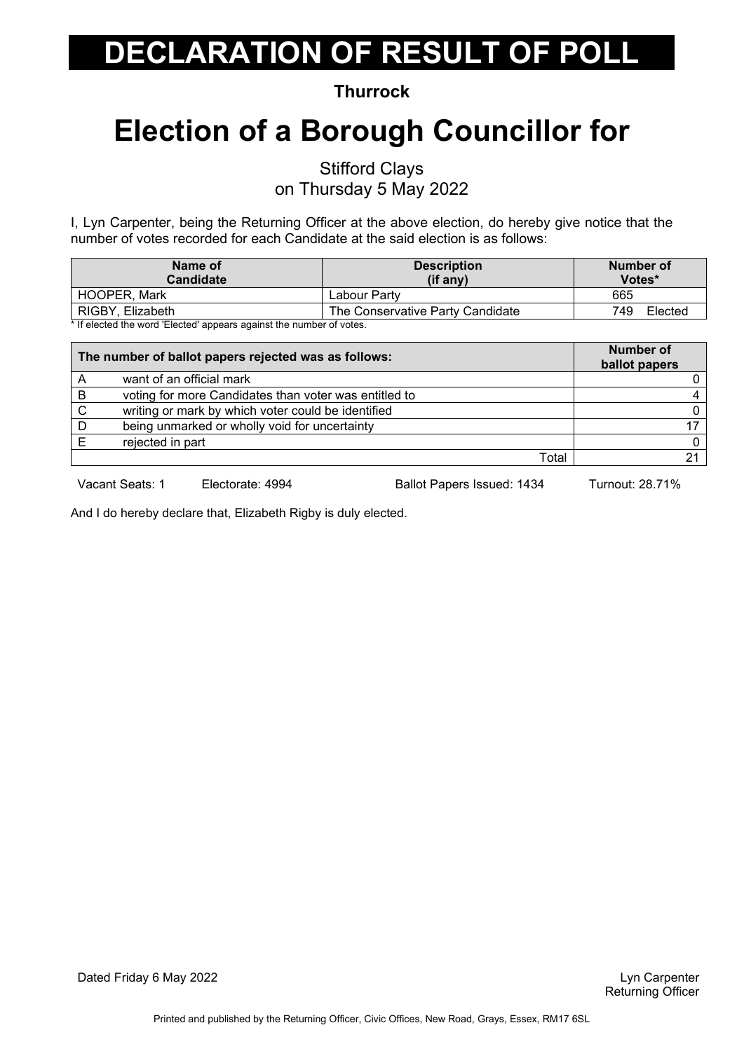# DECLARATION OF RESULT OF POLL

**Thurrock**

# Election of a Borough Councillor for

Stifford Clays
on Thursday 5 May 2022

I, Lyn Carpenter, being the Returning Officer at the above election, do hereby give notice that the number of votes recorded for each Candidate at the said election is as follows:

| Name of Candidate | Description (if any) | Number of Votes* |
|---|---|---|
| HOOPER, Mark | Labour Party | 665 |
| RIGBY, Elizabeth | The Conservative Party Candidate | 749 Elected |

* If elected the word 'Elected' appears against the number of votes.

| | The number of ballot papers rejected was as follows: | Number of ballot papers |
|---|---|---|
| A | want of an official mark | 0 |
| B | voting for more Candidates than voter was entitled to | 4 |
| C | writing or mark by which voter could be identified | 0 |
| D | being unmarked or wholly void for uncertainty | 17 |
| E | rejected in part | 0 |
| | Total | 21 |

Vacant Seats: 1 Electorate: 4994 Ballot Papers Issued: 1434 Turnout: 28.71%

And I do hereby declare that, Elizabeth Rigby is duly elected.

Dated Friday 6 May 2022

Lyn Carpenter
Returning Officer

Printed and published by the Returning Officer, Civic Offices, New Road, Grays, Essex, RM17 6SL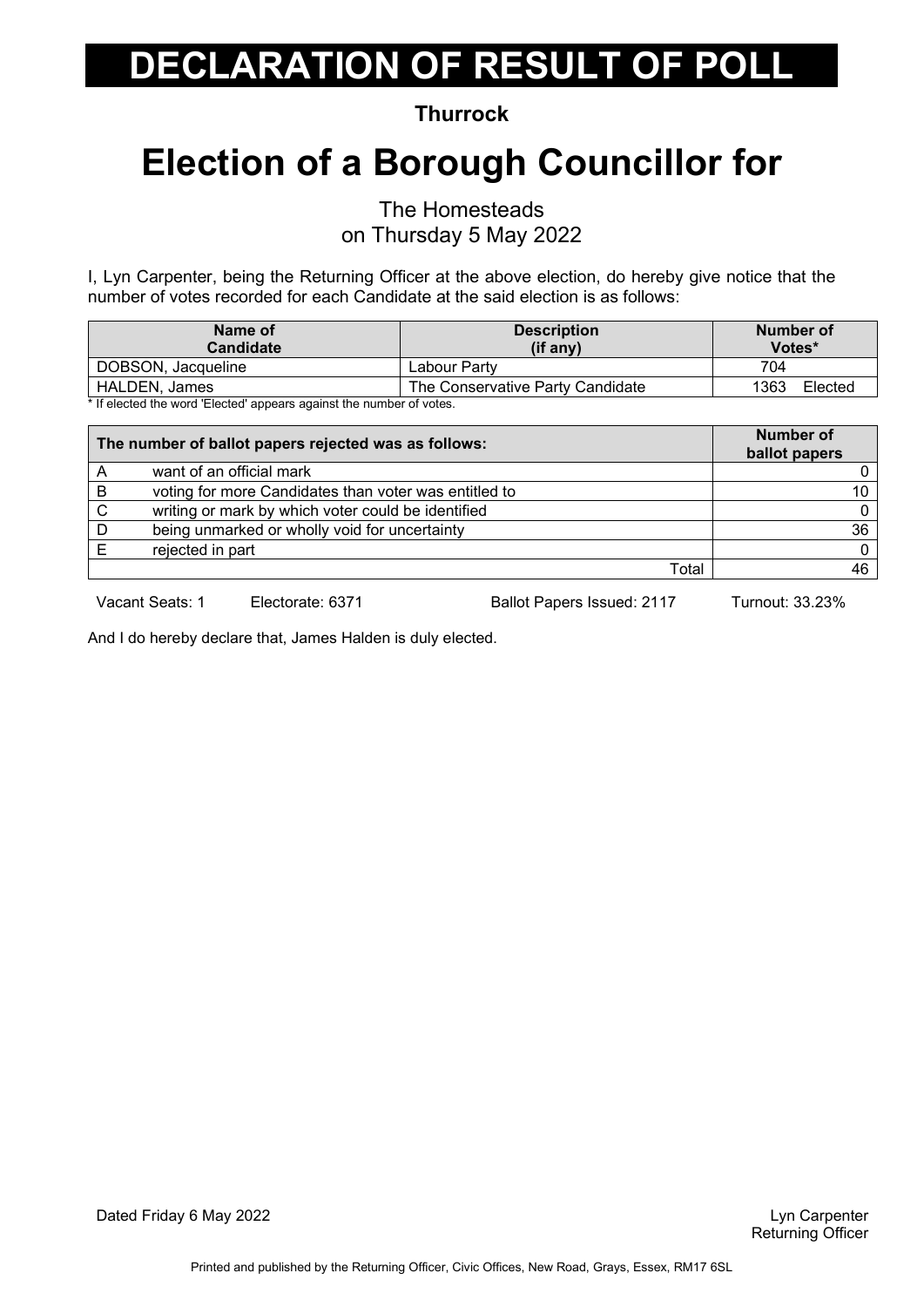# DECLARATION OF RESULT OF POLL

**Thurrock**

# Election of a Borough Councillor for

The Homesteads
on Thursday 5 May 2022

I, Lyn Carpenter, being the Returning Officer at the above election, do hereby give notice that the number of votes recorded for each Candidate at the said election is as follows:

| Name of Candidate | Description (if any) | Number of Votes* |
|---|---|---|
| DOBSON, Jacqueline | Labour Party | 704 |
| HALDEN, James | The Conservative Party Candidate | 1363 Elected |

* If elected the word 'Elected' appears against the number of votes.

| The number of ballot papers rejected was as follows: | | Number of ballot papers |
|---|---|---|
| A | want of an official mark | 0 |
| B | voting for more Candidates than voter was entitled to | 10 |
| C | writing or mark by which voter could be identified | 0 |
| D | being unmarked or wholly void for uncertainty | 36 |
| E | rejected in part | 0 |
| | Total | 46 |

Vacant Seats: 1 Electorate: 6371 Ballot Papers Issued: 2117 Turnout: 33.23%

And I do hereby declare that, James Halden is duly elected.

Dated Friday 6 May 2022

Lyn Carpenter
Returning Officer

Printed and published by the Returning Officer, Civic Offices, New Road, Grays, Essex, RM17 6SL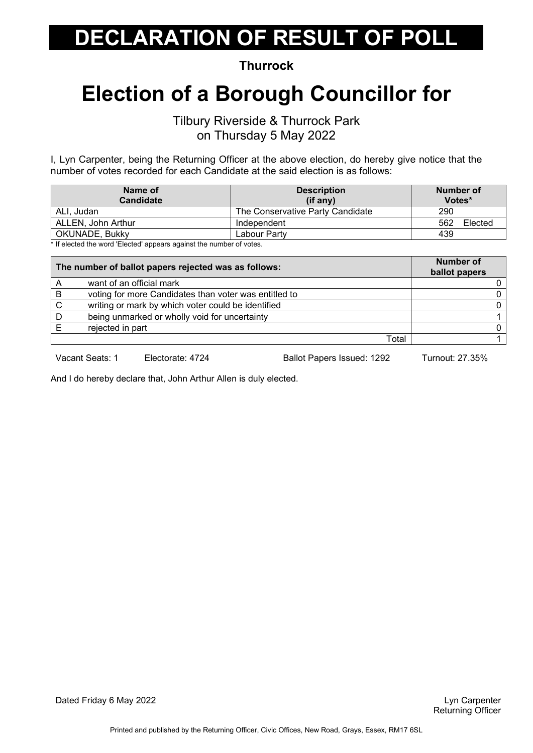# DECLARATION OF RESULT OF POLL

**Thurrock**

# Election of a Borough Councillor for

Tilbury Riverside & Thurrock Park
on Thursday 5 May 2022

I, Lyn Carpenter, being the Returning Officer at the above election, do hereby give notice that the number of votes recorded for each Candidate at the said election is as follows:

| Name of Candidate | Description (if any) | Number of Votes* |
|---|---|---|
| ALI, Judan | The Conservative Party Candidate | 290 |
| ALLEN, John Arthur | Independent | 562 Elected |
| OKUNADE, Bukky | Labour Party | 439 |

* If elected the word 'Elected' appears against the number of votes.

| The number of ballot papers rejected was as follows: | | Number of ballot papers |
|---|---|---|
| A | want of an official mark | 0 |
| B | voting for more Candidates than voter was entitled to | 0 |
| C | writing or mark by which voter could be identified | 0 |
| D | being unmarked or wholly void for uncertainty | 1 |
| E | rejected in part | 0 |
| | Total | 1 |

Vacant Seats: 1 Electorate: 4724 Ballot Papers Issued: 1292 Turnout: 27.35%

And I do hereby declare that, John Arthur Allen is duly elected.

Dated Friday 6 May 2022

Lyn Carpenter
Returning Officer

Printed and published by the Returning Officer, Civic Offices, New Road, Grays, Essex, RM17 6SL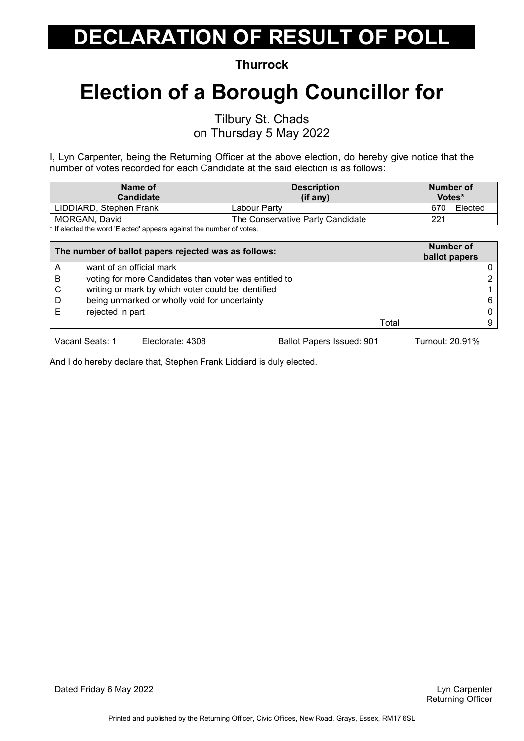# DECLARATION OF RESULT OF POLL

**Thurrock**

# Election of a Borough Councillor for

Tilbury St. Chads
on Thursday 5 May 2022

I, Lyn Carpenter, being the Returning Officer at the above election, do hereby give notice that the number of votes recorded for each Candidate at the said election is as follows:

| Name of Candidate | Description (if any) | Number of Votes* |
|---|---|---|
| LIDDIARD, Stephen Frank | Labour Party | 670 Elected |
| MORGAN, David | The Conservative Party Candidate | 221 |

* If elected the word 'Elected' appears against the number of votes.

| The number of ballot papers rejected was as follows: | | Number of ballot papers |
|---|---|---|
| A | want of an official mark | 0 |
| B | voting for more Candidates than voter was entitled to | 2 |
| C | writing or mark by which voter could be identified | 1 |
| D | being unmarked or wholly void for uncertainty | 6 |
| E | rejected in part | 0 |
| | Total | 9 |

Vacant Seats: 1 Electorate: 4308 Ballot Papers Issued: 901 Turnout: 20.91%

And I do hereby declare that, Stephen Frank Liddiard is duly elected.

Dated Friday 6 May 2022

Lyn Carpenter
Returning Officer

Printed and published by the Returning Officer, Civic Offices, New Road, Grays, Essex, RM17 6SL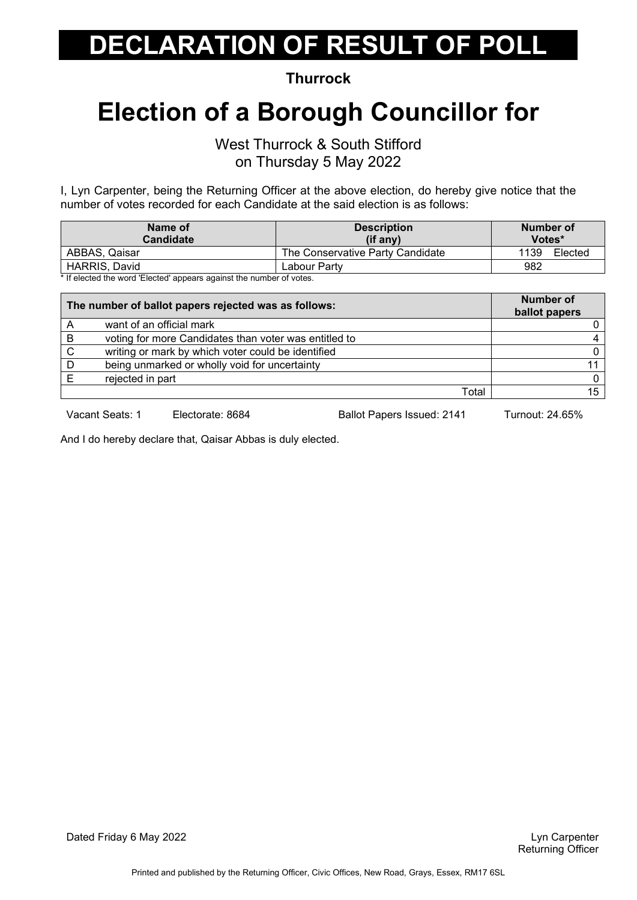# DECLARATION OF RESULT OF POLL

**Thurrock**

# Election of a Borough Councillor for

West Thurrock & South Stifford
on Thursday 5 May 2022

I, Lyn Carpenter, being the Returning Officer at the above election, do hereby give notice that the number of votes recorded for each Candidate at the said election is as follows:

| Name of Candidate | Description (if any) | Number of Votes* |
|---|---|---|
| ABBAS, Qaisar | The Conservative Party Candidate | 1139 Elected |
| HARRIS, David | Labour Party | 982 |

* If elected the word 'Elected' appears against the number of votes.

| The number of ballot papers rejected was as follows: | | Number of ballot papers |
|---|---|---|
| A | want of an official mark | 0 |
| B | voting for more Candidates than voter was entitled to | 4 |
| C | writing or mark by which voter could be identified | 0 |
| D | being unmarked or wholly void for uncertainty | 11 |
| E | rejected in part | 0 |
| | Total | 15 |

Vacant Seats: 1 Electorate: 8684 Ballot Papers Issued: 2141 Turnout: 24.65%

And I do hereby declare that, Qaisar Abbas is duly elected.

Dated Friday 6 May 2022

Lyn Carpenter
Returning Officer

Printed and published by the Returning Officer, Civic Offices, New Road, Grays, Essex, RM17 6SL